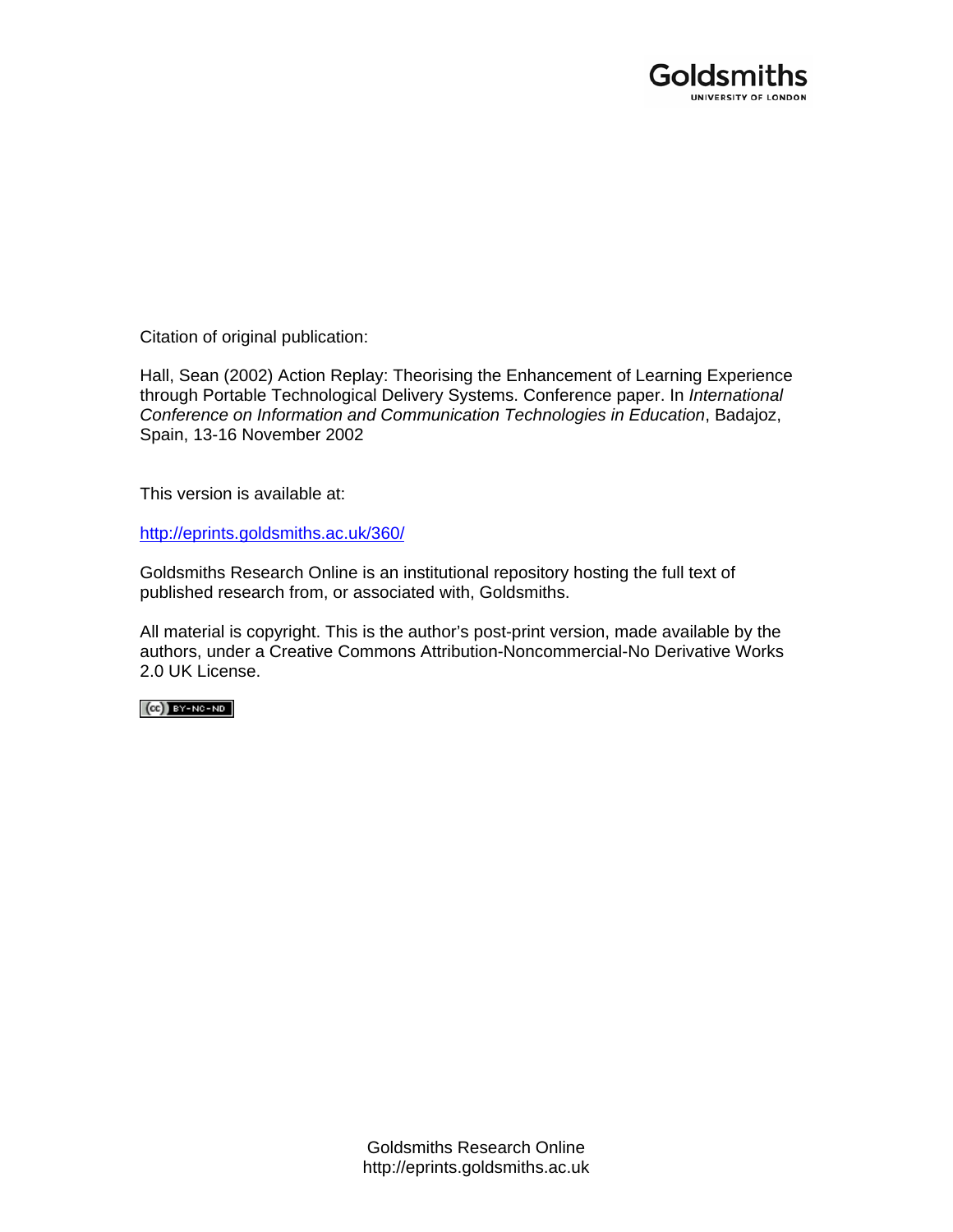Goldsmiths
UNIVERSITY OF LONDON

Citation of original publication:

Hall, Sean (2002) Action Replay: Theorising the Enhancement of Learning Experience through Portable Technological Delivery Systems. Conference paper. In *International Conference on Information and Communication Technologies in Education*, Badajoz, Spain, 13-16 November 2002

This version is available at:

http://eprints.goldsmiths.ac.uk/360/

Goldsmiths Research Online is an institutional repository hosting the full text of published research from, or associated with, Goldsmiths.

All material is copyright. This is the author's post-print version, made available by the authors, under a Creative Commons Attribution-Noncommercial-No Derivative Works 2.0 UK License.

(cc) BY-NC-ND

Goldsmiths Research Online
http://eprints.goldsmiths.ac.uk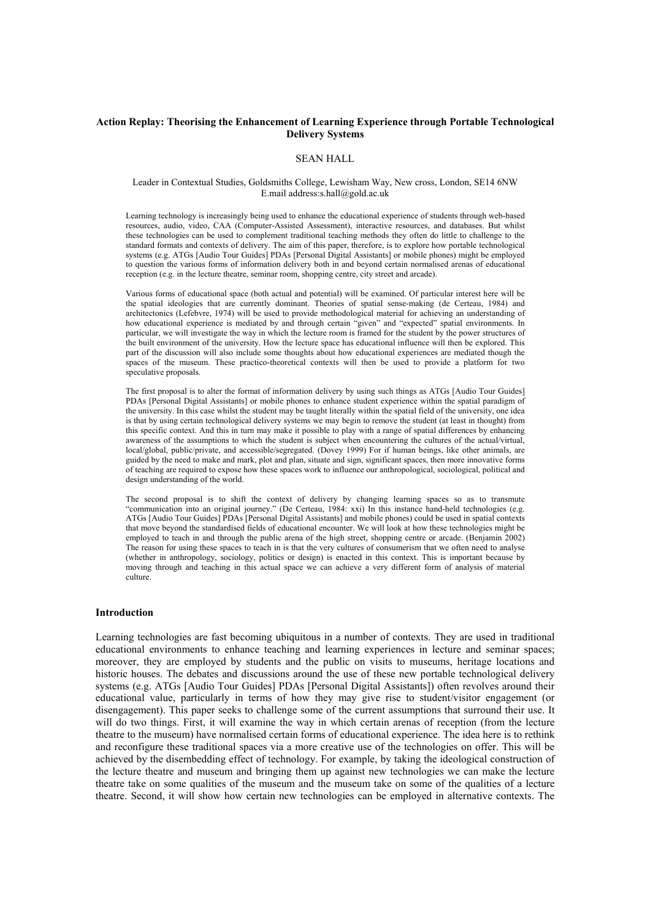**Action Replay: Theorising the Enhancement of Learning Experience through Portable Technological Delivery Systems**

SEAN HALL

Leader in Contextual Studies, Goldsmiths College, Lewisham Way, New cross, London, SE14 6NW
E.mail address:s.hall@gold.ac.uk

Learning technology is increasingly being used to enhance the educational experience of students through web-based resources, audio, video, CAA (Computer-Assisted Assessment), interactive resources, and databases. But whilst these technologies can be used to complement traditional teaching methods they often do little to challenge to the standard formats and contexts of delivery. The aim of this paper, therefore, is to explore how portable technological systems (e.g. ATGs [Audio Tour Guides] PDAs [Personal Digital Assistants] or mobile phones) might be employed to question the various forms of information delivery both in and beyond certain normalised arenas of educational reception (e.g. in the lecture theatre, seminar room, shopping centre, city street and arcade).

Various forms of educational space (both actual and potential) will be examined. Of particular interest here will be the spatial ideologies that are currently dominant. Theories of spatial sense-making (de Certeau, 1984) and architectonics (Lefebvre, 1974) will be used to provide methodological material for achieving an understanding of how educational experience is mediated by and through certain "given" and "expected" spatial environments. In particular, we will investigate the way in which the lecture room is framed for the student by the power structures of the built environment of the university. How the lecture space has educational influence will then be explored. This part of the discussion will also include some thoughts about how educational experiences are mediated though the spaces of the museum. These practico-theoretical contexts will then be used to provide a platform for two speculative proposals.

The first proposal is to alter the format of information delivery by using such things as ATGs [Audio Tour Guides] PDAs [Personal Digital Assistants] or mobile phones to enhance student experience within the spatial paradigm of the university. In this case whilst the student may be taught literally within the spatial field of the university, one idea is that by using certain technological delivery systems we may begin to remove the student (at least in thought) from this specific context. And this in turn may make it possible to play with a range of spatial differences by enhancing awareness of the assumptions to which the student is subject when encountering the cultures of the actual/virtual, local/global, public/private, and accessible/segregated. (Dovey 1999) For if human beings, like other animals, are guided by the need to make and mark, plot and plan, situate and sign, significant spaces, then more innovative forms of teaching are required to expose how these spaces work to influence our anthropological, sociological, political and design understanding of the world.

The second proposal is to shift the context of delivery by changing learning spaces so as to transmute "communication into an original journey." (De Certeau, 1984: xxi) In this instance hand-held technologies (e.g. ATGs [Audio Tour Guides] PDAs [Personal Digital Assistants] and mobile phones) could be used in spatial contexts that move beyond the standardised fields of educational encounter. We will look at how these technologies might be employed to teach in and through the public arena of the high street, shopping centre or arcade. (Benjamin 2002) The reason for using these spaces to teach in is that the very cultures of consumerism that we often need to analyse (whether in anthropology, sociology, politics or design) is enacted in this context. This is important because by moving through and teaching in this actual space we can achieve a very different form of analysis of material culture.

## Introduction

Learning technologies are fast becoming ubiquitous in a number of contexts. They are used in traditional educational environments to enhance teaching and learning experiences in lecture and seminar spaces; moreover, they are employed by students and the public on visits to museums, heritage locations and historic houses. The debates and discussions around the use of these new portable technological delivery systems (e.g. ATGs [Audio Tour Guides] PDAs [Personal Digital Assistants]) often revolves around their educational value, particularly in terms of how they may give rise to student/visitor engagement (or disengagement). This paper seeks to challenge some of the current assumptions that surround their use. It will do two things. First, it will examine the way in which certain arenas of reception (from the lecture theatre to the museum) have normalised certain forms of educational experience. The idea here is to rethink and reconfigure these traditional spaces via a more creative use of the technologies on offer. This will be achieved by the disembedding effect of technology. For example, by taking the ideological construction of the lecture theatre and museum and bringing them up against new technologies we can make the lecture theatre take on some qualities of the museum and the museum take on some of the qualities of a lecture theatre. Second, it will show how certain new technologies can be employed in alternative contexts. The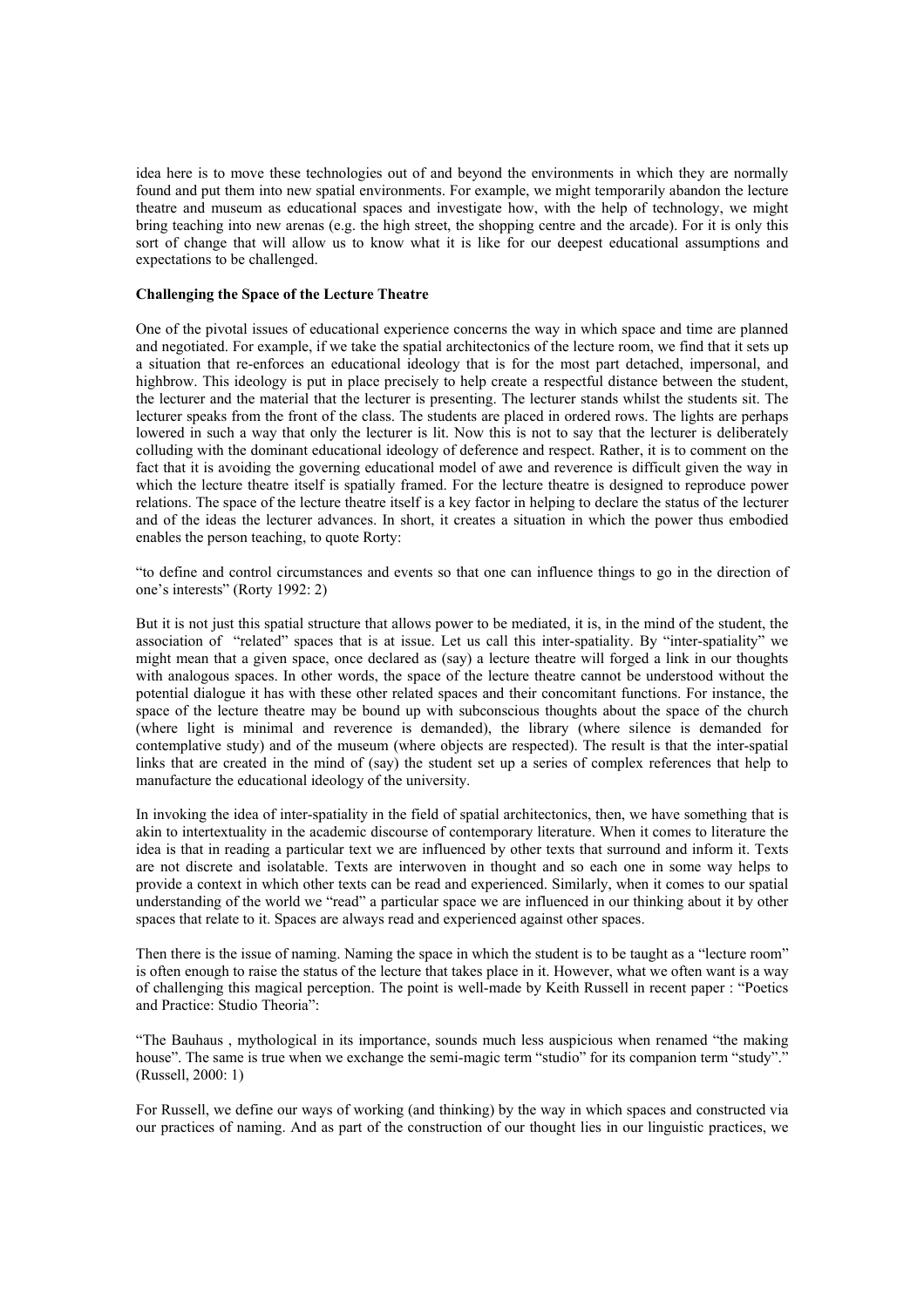idea here is to move these technologies out of and beyond the environments in which they are normally found and put them into new spatial environments. For example, we might temporarily abandon the lecture theatre and museum as educational spaces and investigate how, with the help of technology, we might bring teaching into new arenas (e.g. the high street, the shopping centre and the arcade). For it is only this sort of change that will allow us to know what it is like for our deepest educational assumptions and expectations to be challenged.

**Challenging the Space of the Lecture Theatre**

One of the pivotal issues of educational experience concerns the way in which space and time are planned and negotiated. For example, if we take the spatial architectonics of the lecture room, we find that it sets up a situation that re-enforces an educational ideology that is for the most part detached, impersonal, and highbrow. This ideology is put in place precisely to help create a respectful distance between the student, the lecturer and the material that the lecturer is presenting. The lecturer stands whilst the students sit. The lecturer speaks from the front of the class. The students are placed in ordered rows. The lights are perhaps lowered in such a way that only the lecturer is lit. Now this is not to say that the lecturer is deliberately colluding with the dominant educational ideology of deference and respect. Rather, it is to comment on the fact that it is avoiding the governing educational model of awe and reverence is difficult given the way in which the lecture theatre itself is spatially framed. For the lecture theatre is designed to reproduce power relations. The space of the lecture theatre itself is a key factor in helping to declare the status of the lecturer and of the ideas the lecturer advances. In short, it creates a situation in which the power thus embodied enables the person teaching, to quote Rorty:

"to define and control circumstances and events so that one can influence things to go in the direction of one's interests" (Rorty 1992: 2)

But it is not just this spatial structure that allows power to be mediated, it is, in the mind of the student, the association of "related" spaces that is at issue. Let us call this inter-spatiality. By "inter-spatiality" we might mean that a given space, once declared as (say) a lecture theatre will forged a link in our thoughts with analogous spaces. In other words, the space of the lecture theatre cannot be understood without the potential dialogue it has with these other related spaces and their concomitant functions. For instance, the space of the lecture theatre may be bound up with subconscious thoughts about the space of the church (where light is minimal and reverence is demanded), the library (where silence is demanded for contemplative study) and of the museum (where objects are respected). The result is that the inter-spatial links that are created in the mind of (say) the student set up a series of complex references that help to manufacture the educational ideology of the university.

In invoking the idea of inter-spatiality in the field of spatial architectonics, then, we have something that is akin to intertextuality in the academic discourse of contemporary literature. When it comes to literature the idea is that in reading a particular text we are influenced by other texts that surround and inform it. Texts are not discrete and isolatable. Texts are interwoven in thought and so each one in some way helps to provide a context in which other texts can be read and experienced. Similarly, when it comes to our spatial understanding of the world we "read" a particular space we are influenced in our thinking about it by other spaces that relate to it. Spaces are always read and experienced against other spaces.

Then there is the issue of naming. Naming the space in which the student is to be taught as a "lecture room" is often enough to raise the status of the lecture that takes place in it. However, what we often want is a way of challenging this magical perception. The point is well-made by Keith Russell in recent paper : "Poetics and Practice: Studio Theoria":

"The Bauhaus , mythological in its importance, sounds much less auspicious when renamed "the making house". The same is true when we exchange the semi-magic term "studio" for its companion term "study"." (Russell, 2000: 1)

For Russell, we define our ways of working (and thinking) by the way in which spaces and constructed via our practices of naming. And as part of the construction of our thought lies in our linguistic practices, we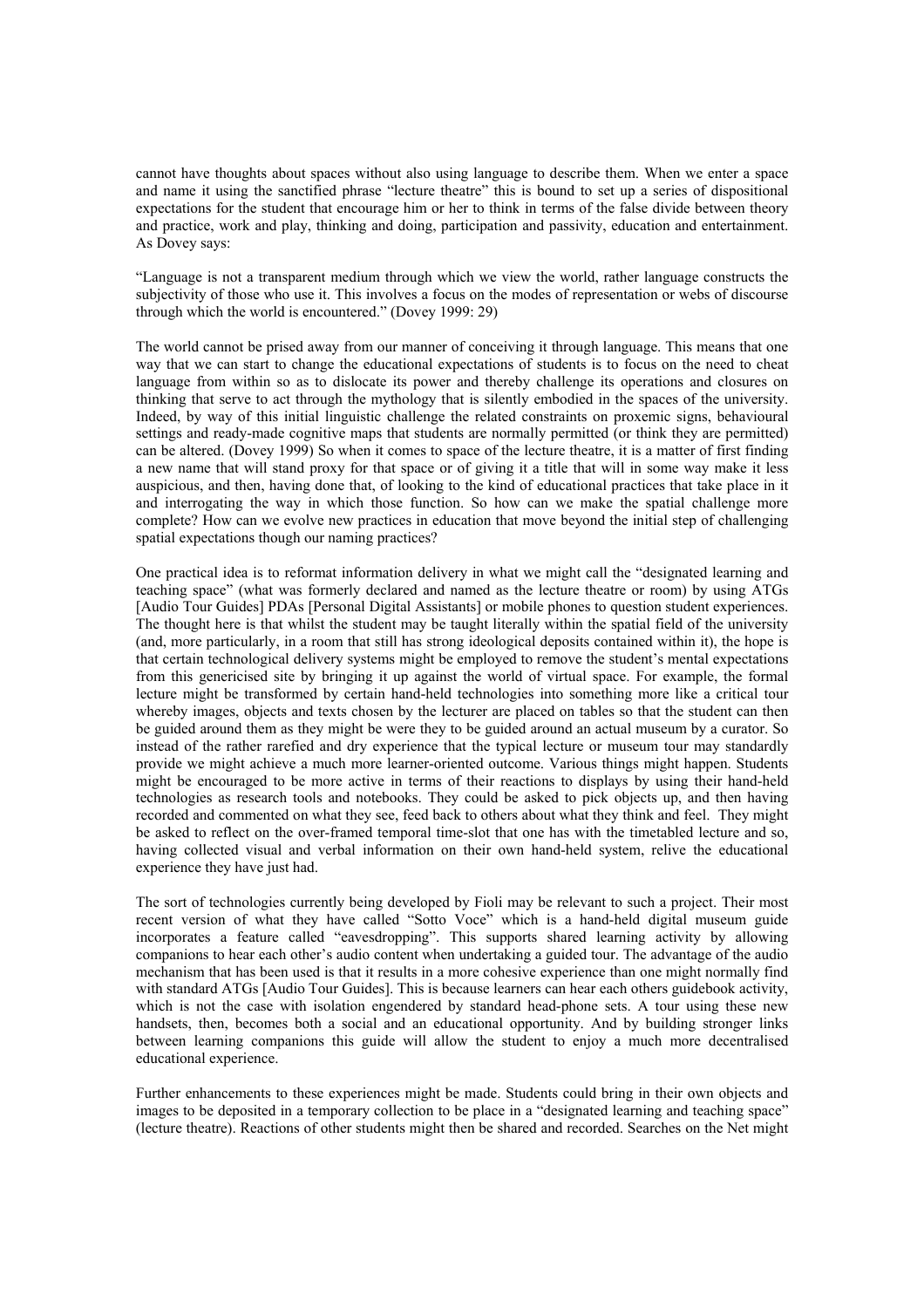cannot have thoughts about spaces without also using language to describe them. When we enter a space and name it using the sanctified phrase "lecture theatre" this is bound to set up a series of dispositional expectations for the student that encourage him or her to think in terms of the false divide between theory and practice, work and play, thinking and doing, participation and passivity, education and entertainment. As Dovey says:

"Language is not a transparent medium through which we view the world, rather language constructs the subjectivity of those who use it. This involves a focus on the modes of representation or webs of discourse through which the world is encountered." (Dovey 1999: 29)

The world cannot be prised away from our manner of conceiving it through language. This means that one way that we can start to change the educational expectations of students is to focus on the need to cheat language from within so as to dislocate its power and thereby challenge its operations and closures on thinking that serve to act through the mythology that is silently embodied in the spaces of the university. Indeed, by way of this initial linguistic challenge the related constraints on proxemic signs, behavioural settings and ready-made cognitive maps that students are normally permitted (or think they are permitted) can be altered. (Dovey 1999) So when it comes to space of the lecture theatre, it is a matter of first finding a new name that will stand proxy for that space or of giving it a title that will in some way make it less auspicious, and then, having done that, of looking to the kind of educational practices that take place in it and interrogating the way in which those function. So how can we make the spatial challenge more complete? How can we evolve new practices in education that move beyond the initial step of challenging spatial expectations though our naming practices?

One practical idea is to reformat information delivery in what we might call the "designated learning and teaching space" (what was formerly declared and named as the lecture theatre or room) by using ATGs [Audio Tour Guides] PDAs [Personal Digital Assistants] or mobile phones to question student experiences. The thought here is that whilst the student may be taught literally within the spatial field of the university (and, more particularly, in a room that still has strong ideological deposits contained within it), the hope is that certain technological delivery systems might be employed to remove the student's mental expectations from this genericised site by bringing it up against the world of virtual space. For example, the formal lecture might be transformed by certain hand-held technologies into something more like a critical tour whereby images, objects and texts chosen by the lecturer are placed on tables so that the student can then be guided around them as they might be were they to be guided around an actual museum by a curator. So instead of the rather rarefied and dry experience that the typical lecture or museum tour may standardly provide we might achieve a much more learner-oriented outcome. Various things might happen. Students might be encouraged to be more active in terms of their reactions to displays by using their hand-held technologies as research tools and notebooks. They could be asked to pick objects up, and then having recorded and commented on what they see, feed back to others about what they think and feel. They might be asked to reflect on the over-framed temporal time-slot that one has with the timetabled lecture and so, having collected visual and verbal information on their own hand-held system, relive the educational experience they have just had.

The sort of technologies currently being developed by Fioli may be relevant to such a project. Their most recent version of what they have called "Sotto Voce" which is a hand-held digital museum guide incorporates a feature called "eavesdropping". This supports shared learning activity by allowing companions to hear each other's audio content when undertaking a guided tour. The advantage of the audio mechanism that has been used is that it results in a more cohesive experience than one might normally find with standard ATGs [Audio Tour Guides]. This is because learners can hear each others guidebook activity, which is not the case with isolation engendered by standard head-phone sets. A tour using these new handsets, then, becomes both a social and an educational opportunity. And by building stronger links between learning companions this guide will allow the student to enjoy a much more decentralised educational experience.

Further enhancements to these experiences might be made. Students could bring in their own objects and images to be deposited in a temporary collection to be place in a "designated learning and teaching space" (lecture theatre). Reactions of other students might then be shared and recorded. Searches on the Net might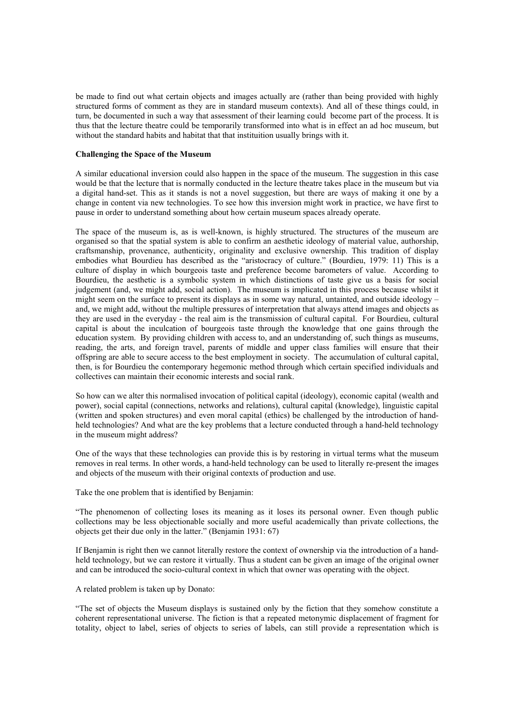be made to find out what certain objects and images actually are (rather than being provided with highly structured forms of comment as they are in standard museum contexts). And all of these things could, in turn, be documented in such a way that assessment of their learning could become part of the process. It is thus that the lecture theatre could be temporarily transformed into what is in effect an ad hoc museum, but without the standard habits and habitat that that instituition usually brings with it.

**Challenging the Space of the Museum**

A similar educational inversion could also happen in the space of the museum. The suggestion in this case would be that the lecture that is normally conducted in the lecture theatre takes place in the museum but via a digital hand-set. This as it stands is not a novel suggestion, but there are ways of making it one by a change in content via new technologies. To see how this inversion might work in practice, we have first to pause in order to understand something about how certain museum spaces already operate.

The space of the museum is, as is well-known, is highly structured. The structures of the museum are organised so that the spatial system is able to confirm an aesthetic ideology of material value, authorship, craftsmanship, provenance, authenticity, originality and exclusive ownership. This tradition of display embodies what Bourdieu has described as the "aristocracy of culture." (Bourdieu, 1979: 11) This is a culture of display in which bourgeois taste and preference become barometers of value. According to Bourdieu, the aesthetic is a symbolic system in which distinctions of taste give us a basis for social judgement (and, we might add, social action). The museum is implicated in this process because whilst it might seem on the surface to present its displays as in some way natural, untainted, and outside ideology – and, we might add, without the multiple pressures of interpretation that always attend images and objects as they are used in the everyday - the real aim is the transmission of cultural capital. For Bourdieu, cultural capital is about the inculcation of bourgeois taste through the knowledge that one gains through the education system. By providing children with access to, and an understanding of, such things as museums, reading, the arts, and foreign travel, parents of middle and upper class families will ensure that their offspring are able to secure access to the best employment in society. The accumulation of cultural capital, then, is for Bourdieu the contemporary hegemonic method through which certain specified individuals and collectives can maintain their economic interests and social rank.

So how can we alter this normalised invocation of political capital (ideology), economic capital (wealth and power), social capital (connections, networks and relations), cultural capital (knowledge), linguistic capital (written and spoken structures) and even moral capital (ethics) be challenged by the introduction of hand-held technologies? And what are the key problems that a lecture conducted through a hand-held technology in the museum might address?

One of the ways that these technologies can provide this is by restoring in virtual terms what the museum removes in real terms. In other words, a hand-held technology can be used to literally re-present the images and objects of the museum with their original contexts of production and use.

Take the one problem that is identified by Benjamin:

"The phenomenon of collecting loses its meaning as it loses its personal owner. Even though public collections may be less objectionable socially and more useful academically than private collections, the objects get their due only in the latter." (Benjamin 1931: 67)

If Benjamin is right then we cannot literally restore the context of ownership via the introduction of a hand-held technology, but we can restore it virtually. Thus a student can be given an image of the original owner and can be introduced the socio-cultural context in which that owner was operating with the object.

A related problem is taken up by Donato:

"The set of objects the Museum displays is sustained only by the fiction that they somehow constitute a coherent representational universe. The fiction is that a repeated metonymic displacement of fragment for totality, object to label, series of objects to series of labels, can still provide a representation which is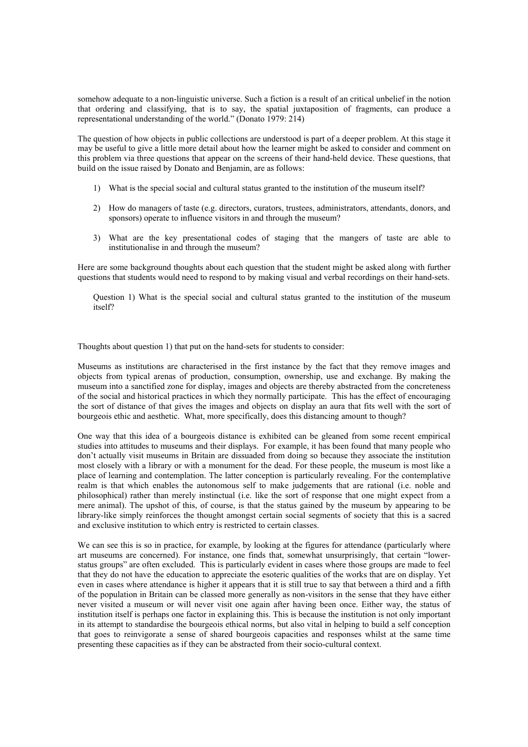somehow adequate to a non-linguistic universe. Such a fiction is a result of an critical unbelief in the notion that ordering and classifying, that is to say, the spatial juxtaposition of fragments, can produce a representational understanding of the world." (Donato 1979: 214)

The question of how objects in public collections are understood is part of a deeper problem. At this stage it may be useful to give a little more detail about how the learner might be asked to consider and comment on this problem via three questions that appear on the screens of their hand-held device. These questions, that build on the issue raised by Donato and Benjamin, are as follows:

1) What is the special social and cultural status granted to the institution of the museum itself?

2) How do managers of taste (e.g. directors, curators, trustees, administrators, attendants, donors, and sponsors) operate to influence visitors in and through the museum?

3) What are the key presentational codes of staging that the mangers of taste are able to institutionalise in and through the museum?

Here are some background thoughts about each question that the student might be asked along with further questions that students would need to respond to by making visual and verbal recordings on their hand-sets.

> Question 1) What is the special social and cultural status granted to the institution of the museum itself?

Thoughts about question 1) that put on the hand-sets for students to consider:

Museums as institutions are characterised in the first instance by the fact that they remove images and objects from typical arenas of production, consumption, ownership, use and exchange. By making the museum into a sanctified zone for display, images and objects are thereby abstracted from the concreteness of the social and historical practices in which they normally participate. This has the effect of encouraging the sort of distance of that gives the images and objects on display an aura that fits well with the sort of bourgeois ethic and aesthetic. What, more specifically, does this distancing amount to though?

One way that this idea of a bourgeois distance is exhibited can be gleaned from some recent empirical studies into attitudes to museums and their displays. For example, it has been found that many people who don't actually visit museums in Britain are dissuaded from doing so because they associate the institution most closely with a library or with a monument for the dead. For these people, the museum is most like a place of learning and contemplation. The latter conception is particularly revealing. For the contemplative realm is that which enables the autonomous self to make judgements that are rational (i.e. noble and philosophical) rather than merely instinctual (i.e. like the sort of response that one might expect from a mere animal). The upshot of this, of course, is that the status gained by the museum by appearing to be library-like simply reinforces the thought amongst certain social segments of society that this is a sacred and exclusive institution to which entry is restricted to certain classes.

We can see this is so in practice, for example, by looking at the figures for attendance (particularly where art museums are concerned). For instance, one finds that, somewhat unsurprisingly, that certain "lower-status groups" are often excluded. This is particularly evident in cases where those groups are made to feel that they do not have the education to appreciate the esoteric qualities of the works that are on display. Yet even in cases where attendance is higher it appears that it is still true to say that between a third and a fifth of the population in Britain can be classed more generally as non-visitors in the sense that they have either never visited a museum or will never visit one again after having been once. Either way, the status of institution itself is perhaps one factor in explaining this. This is because the institution is not only important in its attempt to standardise the bourgeois ethical norms, but also vital in helping to build a self conception that goes to reinvigorate a sense of shared bourgeois capacities and responses whilst at the same time presenting these capacities as if they can be abstracted from their socio-cultural context.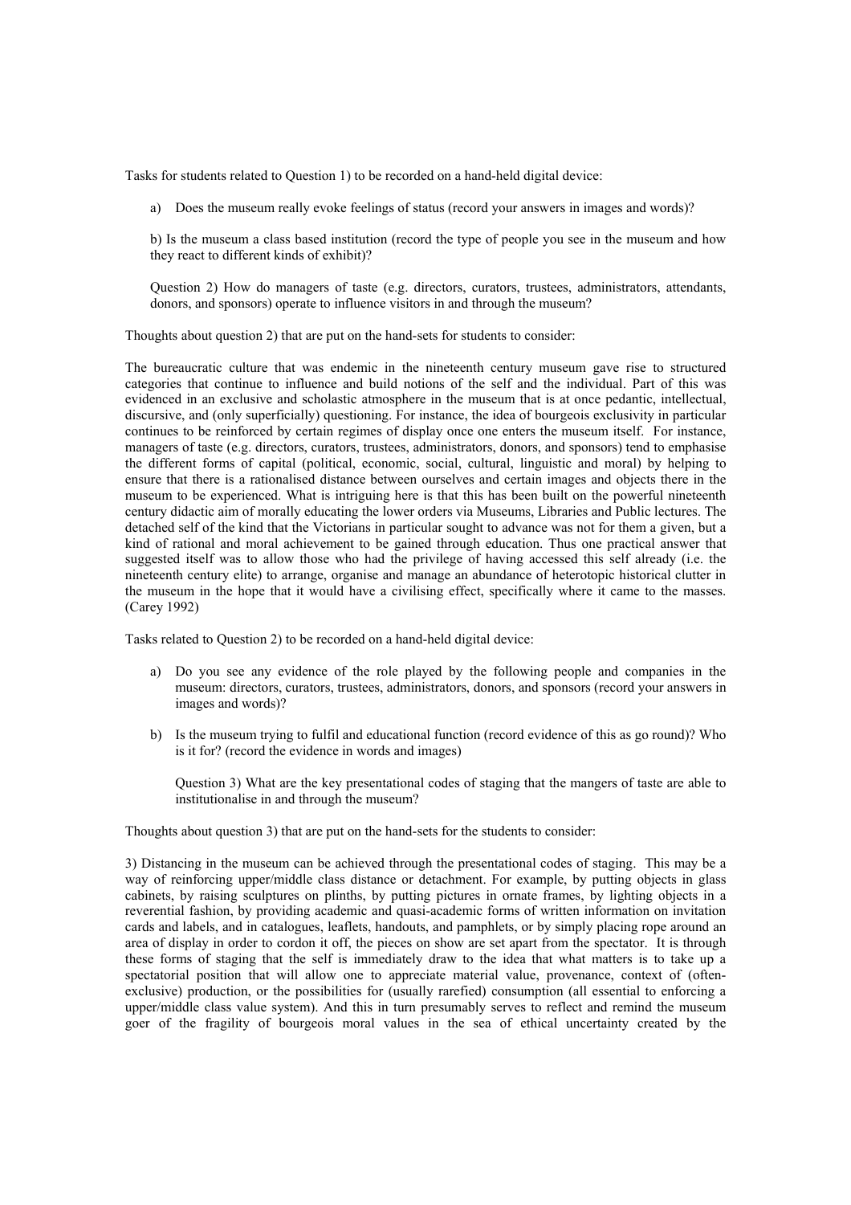Tasks for students related to Question 1) to be recorded on a hand-held digital device:

a) Does the museum really evoke feelings of status (record your answers in images and words)?

b) Is the museum a class based institution (record the type of people you see in the museum and how they react to different kinds of exhibit)?

Question 2) How do managers of taste (e.g. directors, curators, trustees, administrators, attendants, donors, and sponsors) operate to influence visitors in and through the museum?

Thoughts about question 2) that are put on the hand-sets for students to consider:

The bureaucratic culture that was endemic in the nineteenth century museum gave rise to structured categories that continue to influence and build notions of the self and the individual. Part of this was evidenced in an exclusive and scholastic atmosphere in the museum that is at once pedantic, intellectual, discursive, and (only superficially) questioning. For instance, the idea of bourgeois exclusivity in particular continues to be reinforced by certain regimes of display once one enters the museum itself. For instance, managers of taste (e.g. directors, curators, trustees, administrators, donors, and sponsors) tend to emphasise the different forms of capital (political, economic, social, cultural, linguistic and moral) by helping to ensure that there is a rationalised distance between ourselves and certain images and objects there in the museum to be experienced. What is intriguing here is that this has been built on the powerful nineteenth century didactic aim of morally educating the lower orders via Museums, Libraries and Public lectures. The detached self of the kind that the Victorians in particular sought to advance was not for them a given, but a kind of rational and moral achievement to be gained through education. Thus one practical answer that suggested itself was to allow those who had the privilege of having accessed this self already (i.e. the nineteenth century elite) to arrange, organise and manage an abundance of heterotopic historical clutter in the museum in the hope that it would have a civilising effect, specifically where it came to the masses. (Carey 1992)

Tasks related to Question 2) to be recorded on a hand-held digital device:

a) Do you see any evidence of the role played by the following people and companies in the museum: directors, curators, trustees, administrators, donors, and sponsors (record your answers in images and words)?

b) Is the museum trying to fulfil and educational function (record evidence of this as go round)? Who is it for? (record the evidence in words and images)

Question 3) What are the key presentational codes of staging that the mangers of taste are able to institutionalise in and through the museum?

Thoughts about question 3) that are put on the hand-sets for the students to consider:

3) Distancing in the museum can be achieved through the presentational codes of staging. This may be a way of reinforcing upper/middle class distance or detachment. For example, by putting objects in glass cabinets, by raising sculptures on plinths, by putting pictures in ornate frames, by lighting objects in a reverential fashion, by providing academic and quasi-academic forms of written information on invitation cards and labels, and in catalogues, leaflets, handouts, and pamphlets, or by simply placing rope around an area of display in order to cordon it off, the pieces on show are set apart from the spectator. It is through these forms of staging that the self is immediately draw to the idea that what matters is to take up a spectatorial position that will allow one to appreciate material value, provenance, context of (often-exclusive) production, or the possibilities for (usually rarefied) consumption (all essential to enforcing a upper/middle class value system). And this in turn presumably serves to reflect and remind the museum goer of the fragility of bourgeois moral values in the sea of ethical uncertainty created by the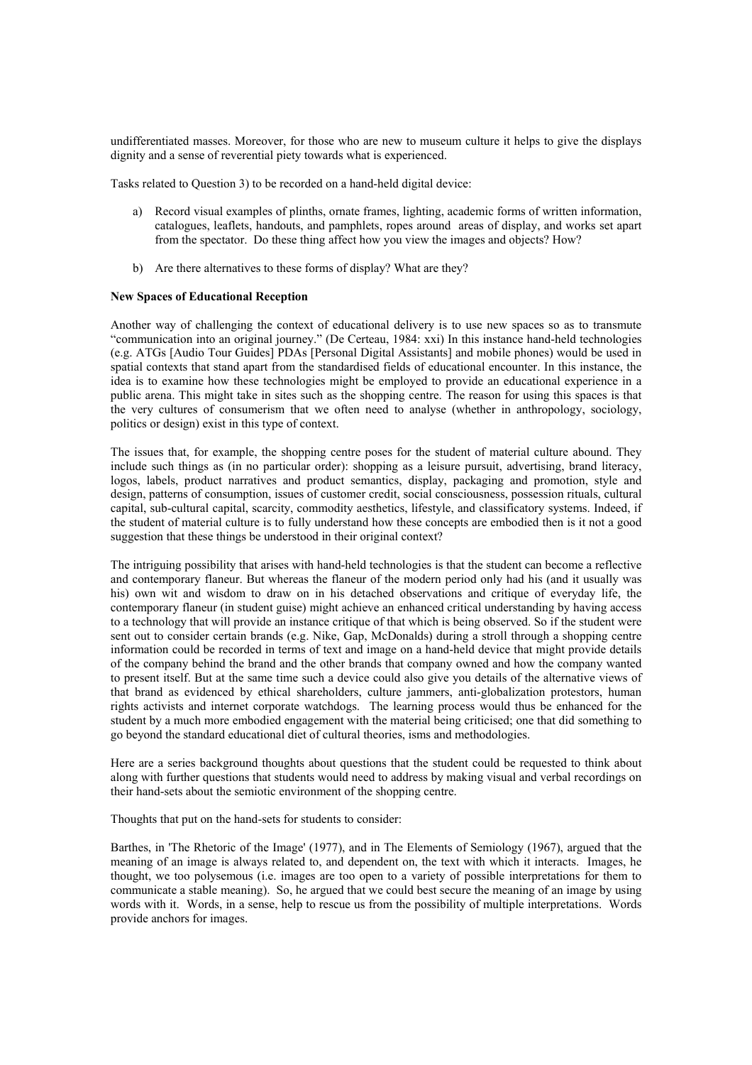undifferentiated masses. Moreover, for those who are new to museum culture it helps to give the displays dignity and a sense of reverential piety towards what is experienced.

Tasks related to Question 3) to be recorded on a hand-held digital device:

a) Record visual examples of plinths, ornate frames, lighting, academic forms of written information, catalogues, leaflets, handouts, and pamphlets, ropes around areas of display, and works set apart from the spectator. Do these thing affect how you view the images and objects? How?

b) Are there alternatives to these forms of display? What are they?

**New Spaces of Educational Reception**

Another way of challenging the context of educational delivery is to use new spaces so as to transmute "communication into an original journey." (De Certeau, 1984: xxi) In this instance hand-held technologies (e.g. ATGs [Audio Tour Guides] PDAs [Personal Digital Assistants] and mobile phones) would be used in spatial contexts that stand apart from the standardised fields of educational encounter. In this instance, the idea is to examine how these technologies might be employed to provide an educational experience in a public arena. This might take in sites such as the shopping centre. The reason for using this spaces is that the very cultures of consumerism that we often need to analyse (whether in anthropology, sociology, politics or design) exist in this type of context.

The issues that, for example, the shopping centre poses for the student of material culture abound. They include such things as (in no particular order): shopping as a leisure pursuit, advertising, brand literacy, logos, labels, product narratives and product semantics, display, packaging and promotion, style and design, patterns of consumption, issues of customer credit, social consciousness, possession rituals, cultural capital, sub-cultural capital, scarcity, commodity aesthetics, lifestyle, and classificatory systems. Indeed, if the student of material culture is to fully understand how these concepts are embodied then is it not a good suggestion that these things be understood in their original context?

The intriguing possibility that arises with hand-held technologies is that the student can become a reflective and contemporary flaneur. But whereas the flaneur of the modern period only had his (and it usually was his) own wit and wisdom to draw on in his detached observations and critique of everyday life, the contemporary flaneur (in student guise) might achieve an enhanced critical understanding by having access to a technology that will provide an instance critique of that which is being observed. So if the student were sent out to consider certain brands (e.g. Nike, Gap, McDonalds) during a stroll through a shopping centre information could be recorded in terms of text and image on a hand-held device that might provide details of the company behind the brand and the other brands that company owned and how the company wanted to present itself. But at the same time such a device could also give you details of the alternative views of that brand as evidenced by ethical shareholders, culture jammers, anti-globalization protestors, human rights activists and internet corporate watchdogs. The learning process would thus be enhanced for the student by a much more embodied engagement with the material being criticised; one that did something to go beyond the standard educational diet of cultural theories, isms and methodologies.

Here are a series background thoughts about questions that the student could be requested to think about along with further questions that students would need to address by making visual and verbal recordings on their hand-sets about the semiotic environment of the shopping centre.

Thoughts that put on the hand-sets for students to consider:

Barthes, in 'The Rhetoric of the Image' (1977), and in The Elements of Semiology (1967), argued that the meaning of an image is always related to, and dependent on, the text with which it interacts. Images, he thought, we too polysemous (i.e. images are too open to a variety of possible interpretations for them to communicate a stable meaning). So, he argued that we could best secure the meaning of an image by using words with it. Words, in a sense, help to rescue us from the possibility of multiple interpretations. Words provide anchors for images.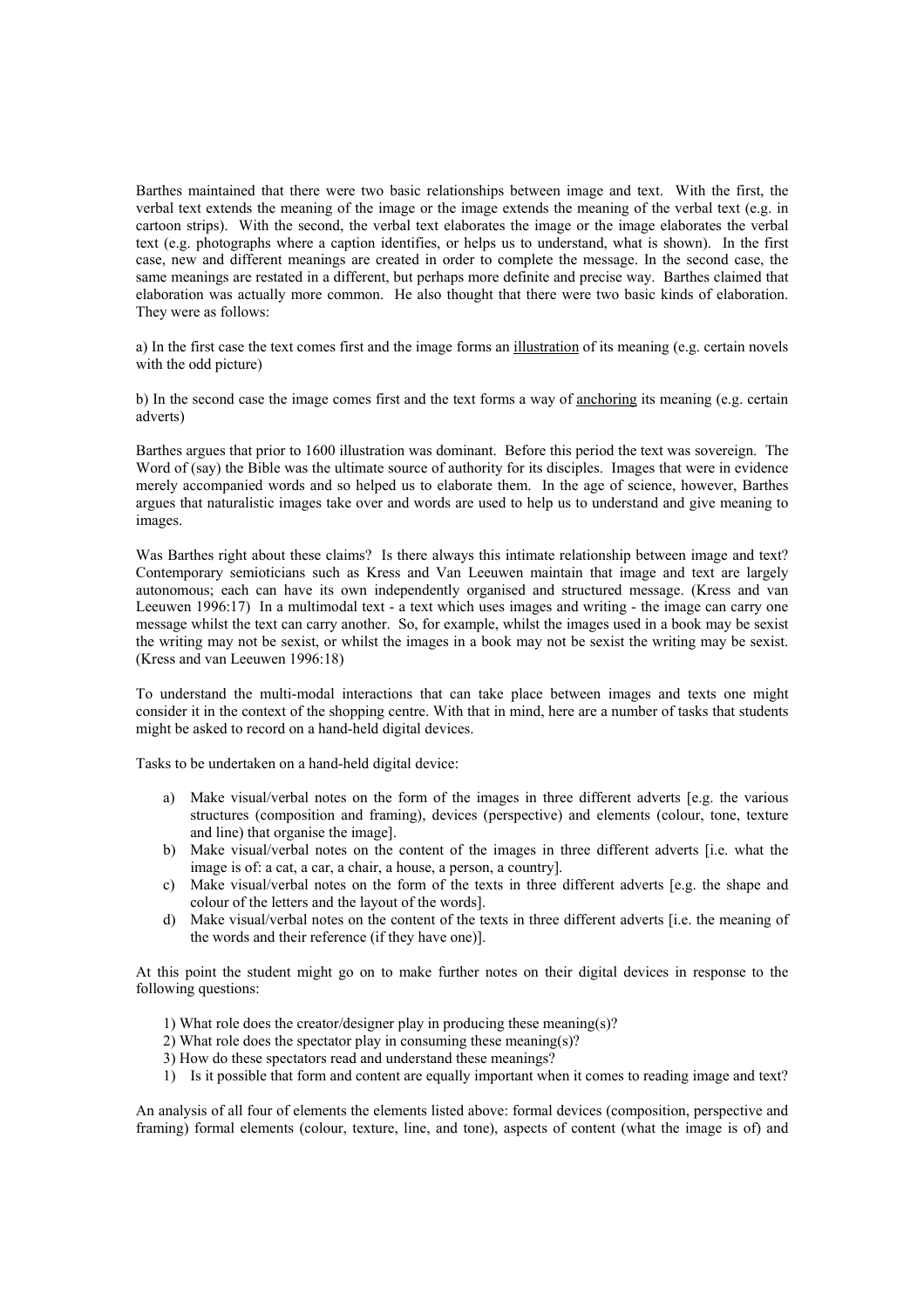Barthes maintained that there were two basic relationships between image and text. With the first, the verbal text extends the meaning of the image or the image extends the meaning of the verbal text (e.g. in cartoon strips). With the second, the verbal text elaborates the image or the image elaborates the verbal text (e.g. photographs where a caption identifies, or helps us to understand, what is shown). In the first case, new and different meanings are created in order to complete the message. In the second case, the same meanings are restated in a different, but perhaps more definite and precise way. Barthes claimed that elaboration was actually more common. He also thought that there were two basic kinds of elaboration. They were as follows:

a) In the first case the text comes first and the image forms an <u>illustration</u> of its meaning (e.g. certain novels with the odd picture)

b) In the second case the image comes first and the text forms a way of <u>anchoring</u> its meaning (e.g. certain adverts)

Barthes argues that prior to 1600 illustration was dominant. Before this period the text was sovereign. The Word of (say) the Bible was the ultimate source of authority for its disciples. Images that were in evidence merely accompanied words and so helped us to elaborate them. In the age of science, however, Barthes argues that naturalistic images take over and words are used to help us to understand and give meaning to images.

Was Barthes right about these claims? Is there always this intimate relationship between image and text? Contemporary semioticians such as Kress and Van Leeuwen maintain that image and text are largely autonomous; each can have its own independently organised and structured message. (Kress and van Leeuwen 1996:17) In a multimodal text - a text which uses images and writing - the image can carry one message whilst the text can carry another. So, for example, whilst the images used in a book may be sexist the writing may not be sexist, or whilst the images in a book may not be sexist the writing may be sexist. (Kress and van Leeuwen 1996:18)

To understand the multi-modal interactions that can take place between images and texts one might consider it in the context of the shopping centre. With that in mind, here are a number of tasks that students might be asked to record on a hand-held digital devices.

Tasks to be undertaken on a hand-held digital device:

a) Make visual/verbal notes on the form of the images in three different adverts [e.g. the various structures (composition and framing), devices (perspective) and elements (colour, tone, texture and line) that organise the image].
b) Make visual/verbal notes on the content of the images in three different adverts [i.e. what the image is of: a cat, a car, a chair, a house, a person, a country].
c) Make visual/verbal notes on the form of the texts in three different adverts [e.g. the shape and colour of the letters and the layout of the words].
d) Make visual/verbal notes on the content of the texts in three different adverts [i.e. the meaning of the words and their reference (if they have one)].

At this point the student might go on to make further notes on their digital devices in response to the following questions:

1) What role does the creator/designer play in producing these meaning(s)?
2) What role does the spectator play in consuming these meaning(s)?
3) How do these spectators read and understand these meanings?
1) Is it possible that form and content are equally important when it comes to reading image and text?

An analysis of all four of elements the elements listed above: formal devices (composition, perspective and framing) formal elements (colour, texture, line, and tone), aspects of content (what the image is of) and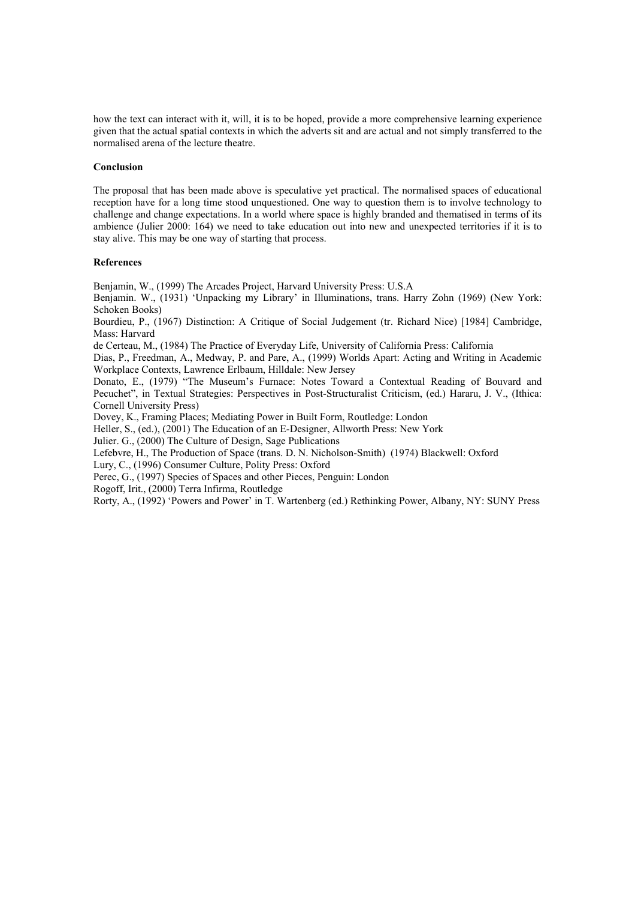how the text can interact with it, will, it is to be hoped, provide a more comprehensive learning experience given that the actual spatial contexts in which the adverts sit and are actual and not simply transferred to the normalised arena of the lecture theatre.

## Conclusion

The proposal that has been made above is speculative yet practical. The normalised spaces of educational reception have for a long time stood unquestioned. One way to question them is to involve technology to challenge and change expectations. In a world where space is highly branded and thematised in terms of its ambience (Julier 2000: 164) we need to take education out into new and unexpected territories if it is to stay alive. This may be one way of starting that process.

## References

Benjamin, W., (1999) The Arcades Project, Harvard University Press: U.S.A

Benjamin. W., (1931) 'Unpacking my Library' in Illuminations, trans. Harry Zohn (1969) (New York: Schoken Books)

Bourdieu, P., (1967) Distinction: A Critique of Social Judgement (tr. Richard Nice) [1984] Cambridge, Mass: Harvard

de Certeau, M., (1984) The Practice of Everyday Life, University of California Press: California

Dias, P., Freedman, A., Medway, P. and Pare, A., (1999) Worlds Apart: Acting and Writing in Academic Workplace Contexts, Lawrence Erlbaum, Hilldale: New Jersey

Donato, E., (1979) "The Museum's Furnace: Notes Toward a Contextual Reading of Bouvard and Pecuchet", in Textual Strategies: Perspectives in Post-Structuralist Criticism, (ed.) Hararu, J. V., (Ithica: Cornell University Press)

Dovey, K., Framing Places; Mediating Power in Built Form, Routledge: London

Heller, S., (ed.), (2001) The Education of an E-Designer, Allworth Press: New York

Julier. G., (2000) The Culture of Design, Sage Publications

Lefebvre, H., The Production of Space (trans. D. N. Nicholson-Smith) (1974) Blackwell: Oxford

Lury, C., (1996) Consumer Culture, Polity Press: Oxford

Perec, G., (1997) Species of Spaces and other Pieces, Penguin: London

Rogoff, Irit., (2000) Terra Infirma, Routledge

Rorty, A., (1992) 'Powers and Power' in T. Wartenberg (ed.) Rethinking Power, Albany, NY: SUNY Press